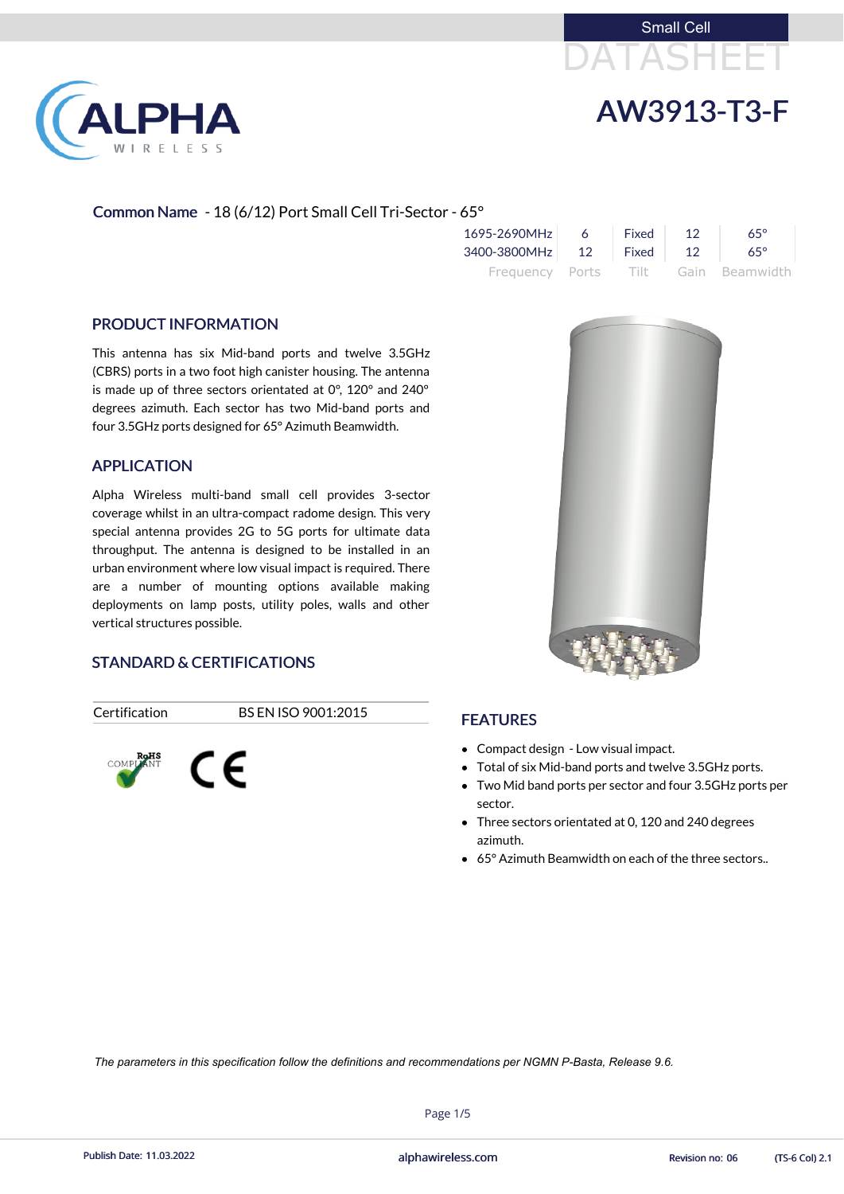Small Cell

DATASHEET

# AW3913-T3-F

**Common Name** - 18 (6/12) Port Small Cell Tri-Sector - 65°

| Frequency | Ports | Tilt | Gain | Beamwidth |
|---|---|---|---|---|
| 1695-2690MHz | 6 | Fixed | 12 | 65° |
| 3400-3800MHz | 12 | Fixed | 12 | 65° |

## PRODUCT INFORMATION

This antenna has six Mid-band ports and twelve 3.5GHz (CBRS) ports in a two foot high canister housing. The antenna is made up of three sectors orientated at 0°, 120° and 240° degrees azimuth. Each sector has two Mid-band ports and four 3.5GHz ports designed for 65° Azimuth Beamwidth.

## APPLICATION

Alpha Wireless multi-band small cell provides 3-sector coverage whilst in an ultra-compact radome design. This very special antenna provides 2G to 5G ports for ultimate data throughput. The antenna is designed to be installed in an urban environment where low visual impact is required. There are a number of mounting options available making deployments on lamp posts, utility poles, walls and other vertical structures possible.

## STANDARD & CERTIFICATIONS

| Certification | BS EN ISO 9001:2015 |
|---|---|

## FEATURES

- Compact design - Low visual impact.
- Total of six Mid-band ports and twelve 3.5GHz ports.
- Two Mid band ports per sector and four 3.5GHz ports per sector.
- Three sectors orientated at 0, 120 and 240 degrees azimuth.
- 65° Azimuth Beamwidth on each of the three sectors..

*The parameters in this specification follow the definitions and recommendations per NGMN P-Basta, Release 9.6.*

Publish Date: 11.03.2022 | alphawireless.com | Revision no: 06 | (TS-6 Col) 2.1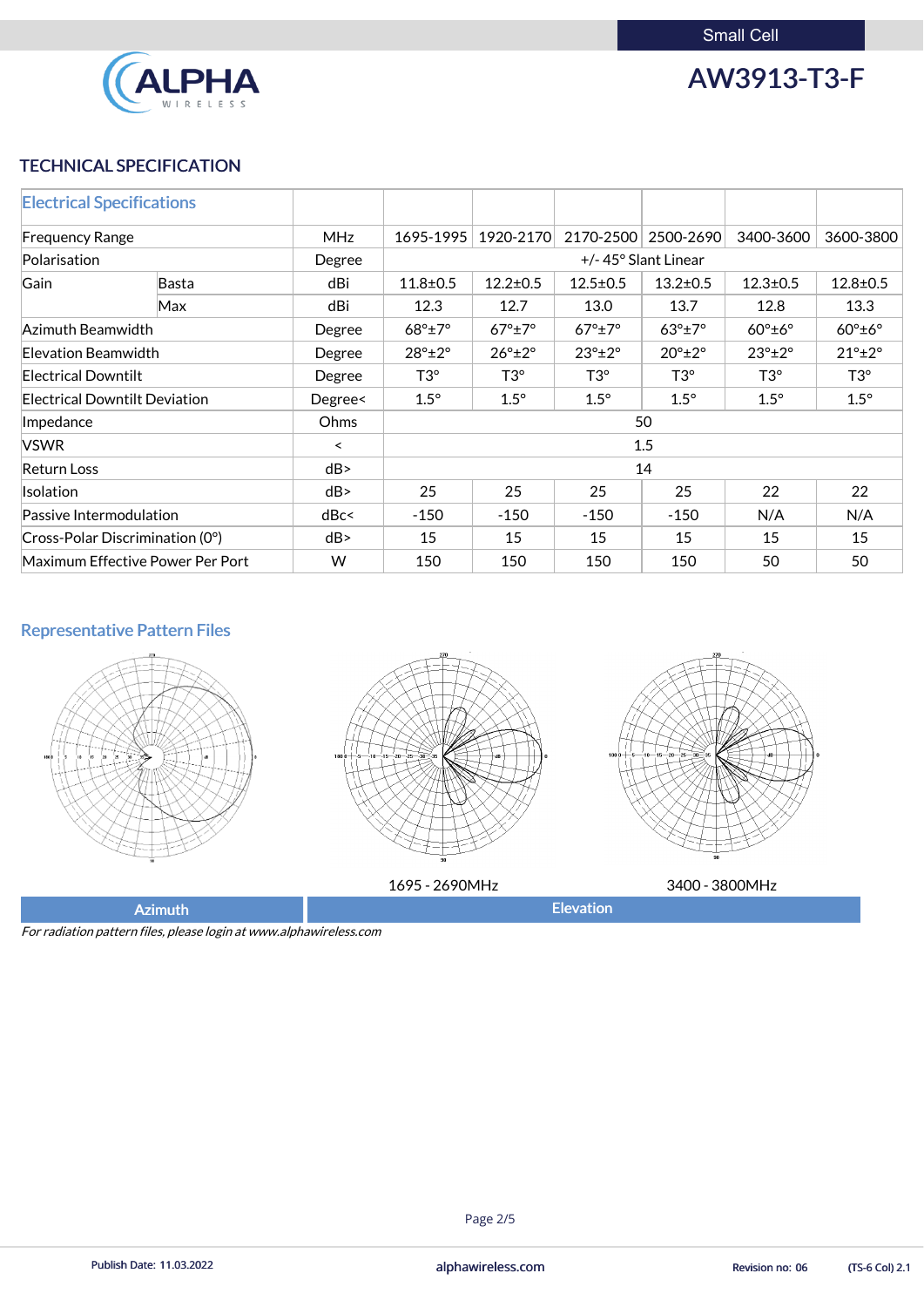Small Cell

# AW3913-T3-F

## TECHNICAL SPECIFICATION

| Electrical Specifications | | | | | | | | |
|---|---|---|---|---|---|---|---|---|
| Frequency Range | | MHz | 1695-1995 | 1920-2170 | 2170-2500 | 2500-2690 | 3400-3600 | 3600-3800 |
| Polarisation | | Degree | +/- 45° Slant Linear | | | | | |
| Gain | Basta | dBi | 11.8±0.5 | 12.2±0.5 | 12.5±0.5 | 13.2±0.5 | 12.3±0.5 | 12.8±0.5 |
| | Max | dBi | 12.3 | 12.7 | 13.0 | 13.7 | 12.8 | 13.3 |
| Azimuth Beamwidth | | Degree | 68°±7° | 67°±7° | 67°±7° | 63°±7° | 60°±6° | 60°±6° |
| Elevation Beamwidth | | Degree | 28°±2° | 26°±2° | 23°±2° | 20°±2° | 23°±2° | 21°±2° |
| Electrical Downtilt | | Degree | T3° | T3° | T3° | T3° | T3° | T3° |
| Electrical Downtilt Deviation | | Degree< | 1.5° | 1.5° | 1.5° | 1.5° | 1.5° | 1.5° |
| Impedance | | Ohms | 50 | | | | | |
| VSWR | | < | 1.5 | | | | | |
| Return Loss | | dB> | 14 | | | | | |
| Isolation | | dB> | 25 | 25 | 25 | 25 | 22 | 22 |
| Passive Intermodulation | | dBc< | -150 | -150 | -150 | -150 | N/A | N/A |
| Cross-Polar Discrimination (0°) | | dB> | 15 | 15 | 15 | 15 | 15 | 15 |
| Maximum Effective Power Per Port | | W | 150 | 150 | 150 | 150 | 50 | 50 |

## Representative Pattern Files

1695 - 2690MHz

3400 - 3800MHz

Azimuth

Elevation

*For radiation pattern files, please login at www.alphawireless.com*

Publish Date: 11.03.2022 | alphawireless.com | Revision no: 06 | (TS-6 Col) 2.1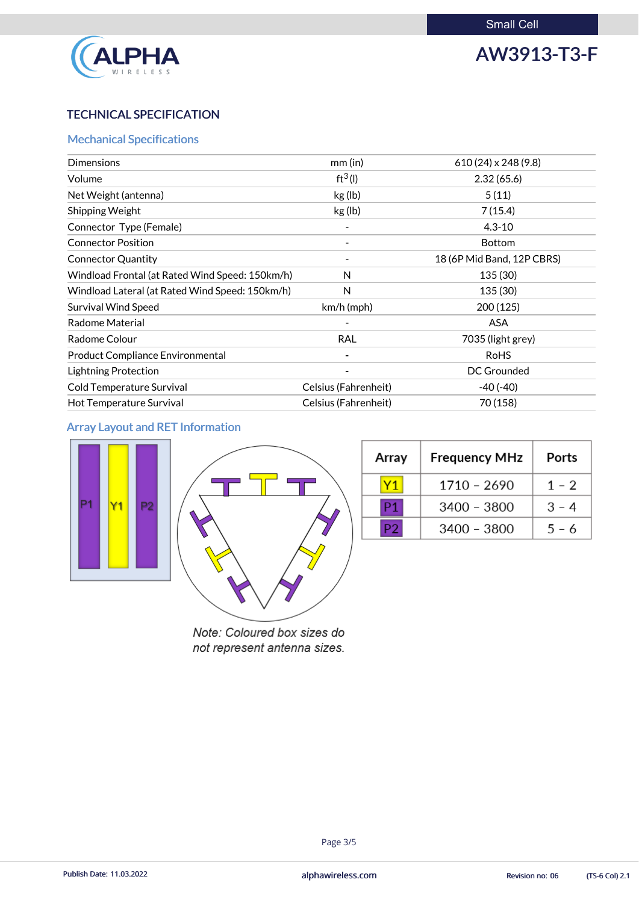Small Cell

# AW3913-T3-F

## TECHNICAL SPECIFICATION

### Mechanical Specifications

| | | |
|---|---|---|
| Dimensions | mm (in) | 610 (24) x 248 (9.8) |
| Volume | $ft^3$ (l) | 2.32 (65.6) |
| Net Weight (antenna) | kg (lb) | 5 (11) |
| Shipping Weight | kg (lb) | 7 (15.4) |
| Connector Type (Female) | - | 4.3-10 |
| Connector Position | - | Bottom |
| Connector Quantity | - | 18 (6P Mid Band, 12P CBRS) |
| Windload Frontal (at Rated Wind Speed: 150km/h) | N | 135 (30) |
| Windload Lateral (at Rated Wind Speed: 150km/h) | N | 135 (30) |
| Survival Wind Speed | km/h (mph) | 200 (125) |
| Radome Material | - | ASA |
| Radome Colour | RAL | 7035 (light grey) |
| Product Compliance Environmental | - | RoHS |
| Lightning Protection | - | DC Grounded |
| Cold Temperature Survival | Celsius (Fahrenheit) | -40 (-40) |
| Hot Temperature Survival | Celsius (Fahrenheit) | 70 (158) |

### Array Layout and RET Information

| Array | Frequency MHz | Ports |
|---|---|---|
| Y1 | 1710 – 2690 | 1 – 2 |
| P1 | 3400 – 3800 | 3 – 4 |
| P2 | 3400 – 3800 | 5 – 6 |

*Note: Coloured box sizes do not represent antenna sizes.*

Publish Date: 11.03.2022 | alphawireless.com | Revision no: 06 | (TS-6 Col) 2.1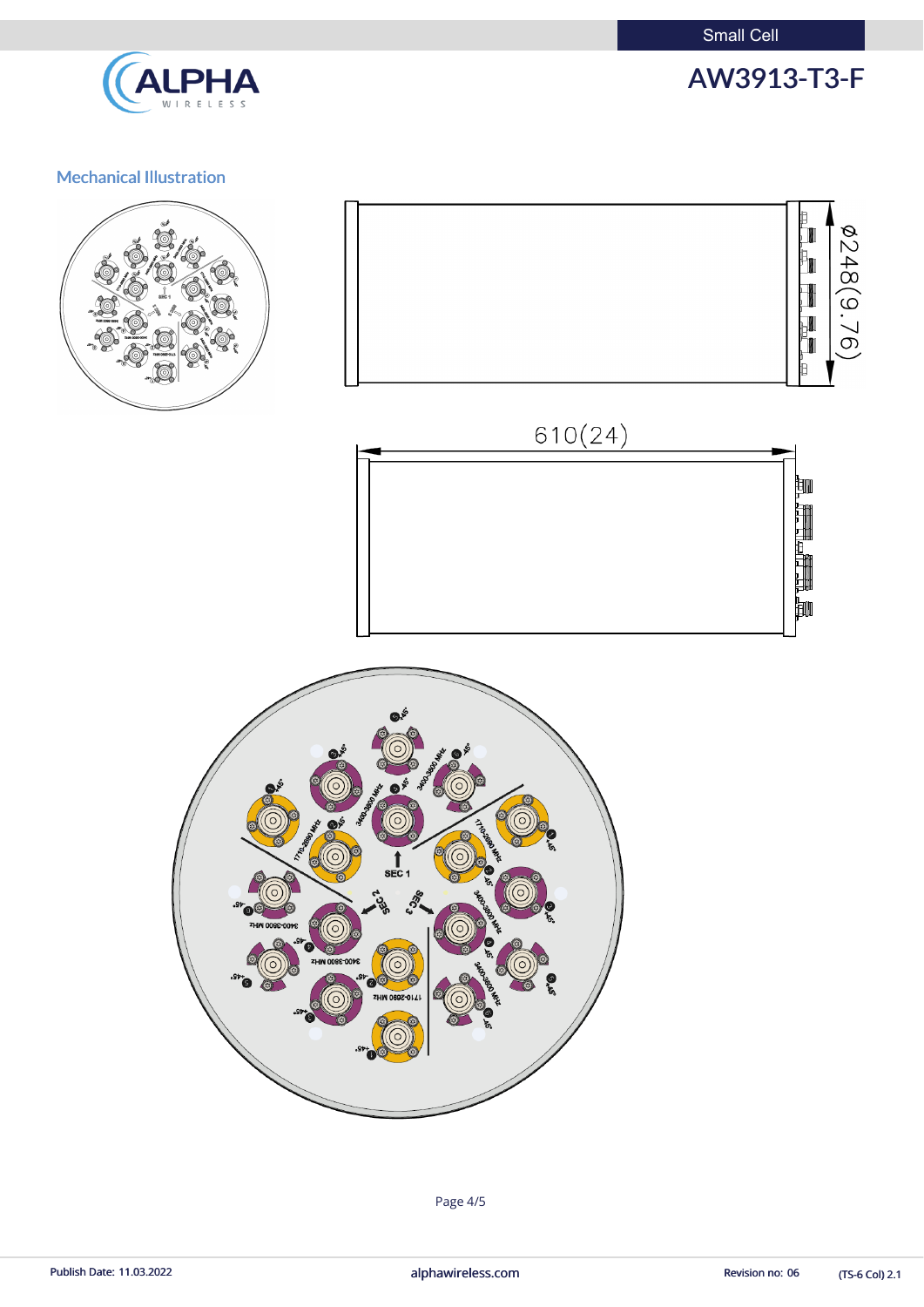## Mechanical Illustration

Ø248(9.76)

610(24)

SEC 1

SEC 2

SEC 3

1710-2690 MHz

3400-3800 MHz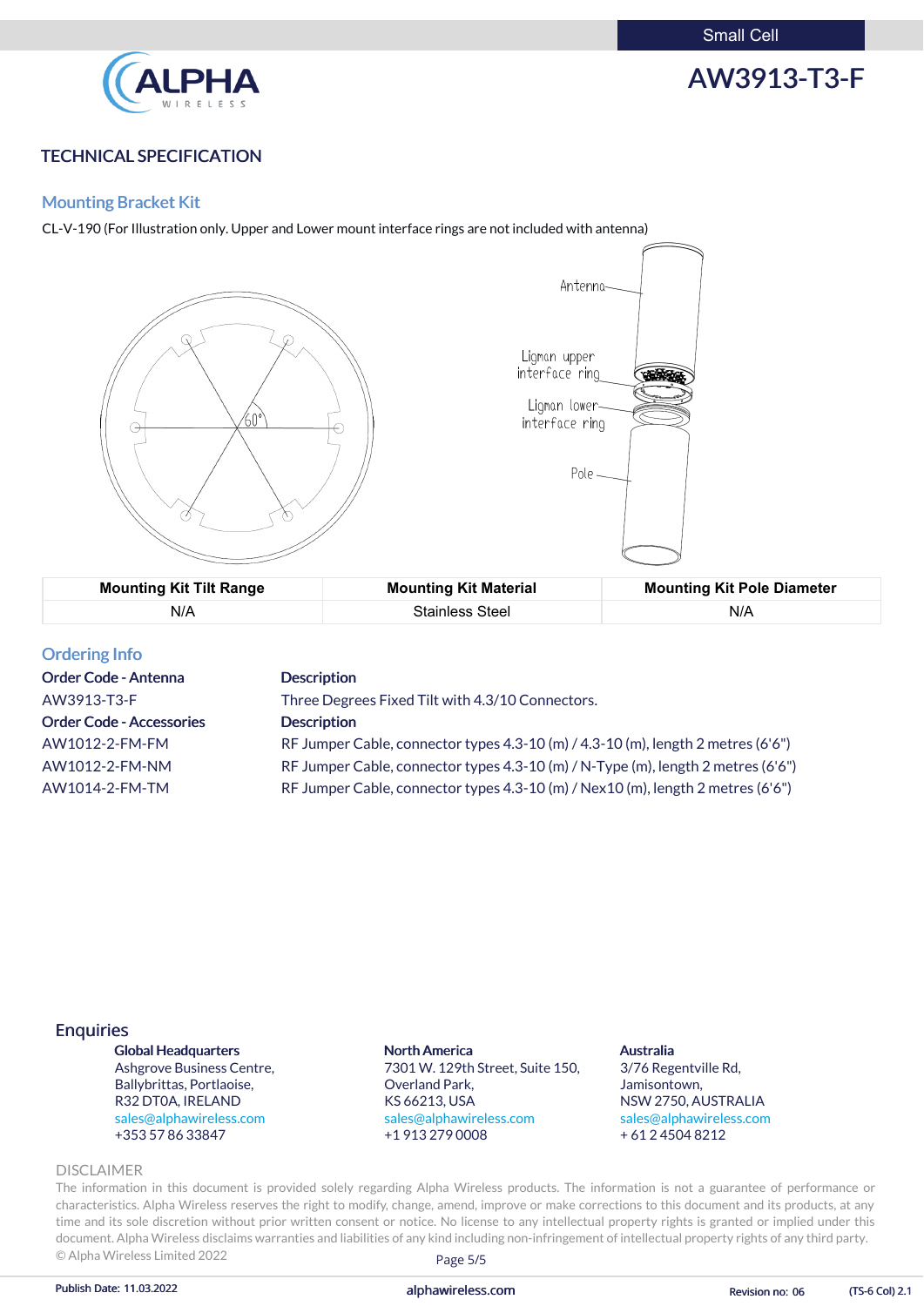Small Cell

# AW3913-T3-F

## TECHNICAL SPECIFICATION

### Mounting Bracket Kit

CL-V-190 (For Illustration only. Upper and Lower mount interface rings are not included with antenna)

60°

Antenna

Ligman upper interface ring

Ligman lower interface ring

Pole

| Mounting Kit Tilt Range | Mounting Kit Material | Mounting Kit Pole Diameter |
|---|---|---|
| N/A | Stainless Steel | N/A |

### Ordering Info

| Order Code - Antenna | Description |
|---|---|
| AW3913-T3-F | Three Degrees Fixed Tilt with 4.3/10 Connectors. |
| **Order Code - Accessories** | **Description** |
| AW1012-2-FM-FM | RF Jumper Cable, connector types 4.3-10 (m) / 4.3-10 (m), length 2 metres (6'6") |
| AW1012-2-FM-NM | RF Jumper Cable, connector types 4.3-10 (m) / N-Type (m), length 2 metres (6'6") |
| AW1014-2-FM-TM | RF Jumper Cable, connector types 4.3-10 (m) / Nex10 (m), length 2 metres (6'6") |

### Enquiries

**Global Headquarters**
Ashgrove Business Centre,
Ballybrittas, Portlaoise,
R32 DT0A, IRELAND
sales@alphawireless.com
+353 57 86 33847

**North America**
7301 W. 129th Street, Suite 150,
Overland Park,
KS 66213, USA
sales@alphawireless.com
+1 913 279 0008

**Australia**
3/76 Regentville Rd,
Jamisontown,
NSW 2750, AUSTRALIA
sales@alphawireless.com
+ 61 2 4504 8212

DISCLAIMER

The information in this document is provided solely regarding Alpha Wireless products. The information is not a guarantee of performance or characteristics. Alpha Wireless reserves the right to modify, change, amend, improve or make corrections to this document and its products, at any time and its sole discretion without prior written consent or notice. No license to any intellectual property rights is granted or implied under this document. Alpha Wireless disclaims warranties and liabilities of any kind including non-infringement of intellectual property rights of any third party.
© Alpha Wireless Limited 2022

Publish Date: 11.03.2022 | alphawireless.com | Revision no: 06 | (TS-6 Col) 2.1